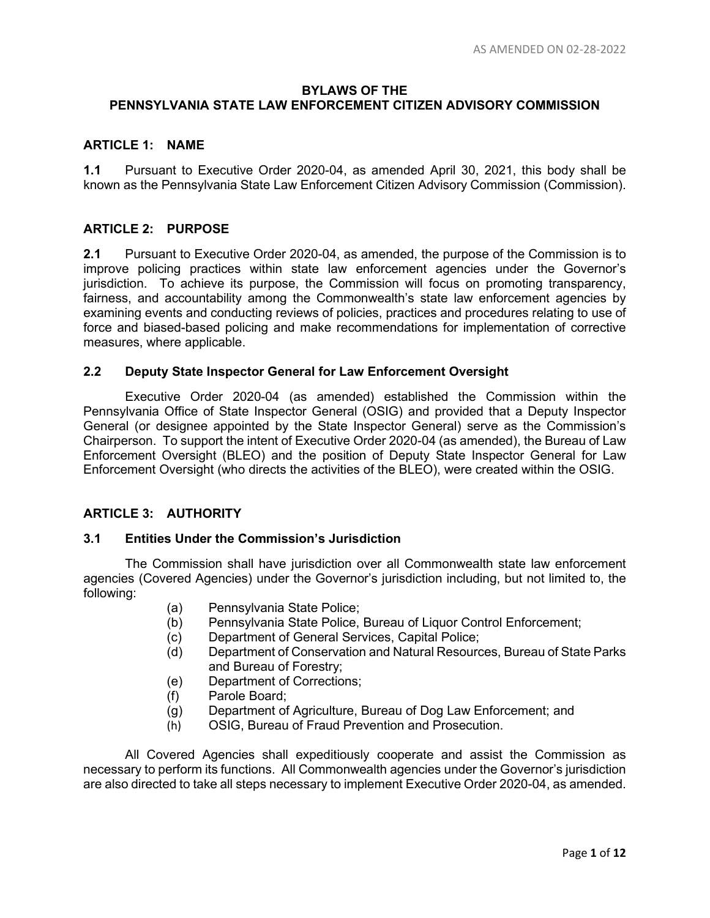AS AMENDED ON 02-28-2022

# BYLAWS OF THE PENNSYLVANIA STATE LAW ENFORCEMENT CITIZEN ADVISORY COMMISSION

## ARTICLE 1: NAME

**1.1** Pursuant to Executive Order 2020-04, as amended April 30, 2021, this body shall be known as the Pennsylvania State Law Enforcement Citizen Advisory Commission (Commission).

## ARTICLE 2: PURPOSE

**2.1** Pursuant to Executive Order 2020-04, as amended, the purpose of the Commission is to improve policing practices within state law enforcement agencies under the Governor's jurisdiction. To achieve its purpose, the Commission will focus on promoting transparency, fairness, and accountability among the Commonwealth's state law enforcement agencies by examining events and conducting reviews of policies, practices and procedures relating to use of force and biased-based policing and make recommendations for implementation of corrective measures, where applicable.

### 2.2 Deputy State Inspector General for Law Enforcement Oversight

Executive Order 2020-04 (as amended) established the Commission within the Pennsylvania Office of State Inspector General (OSIG) and provided that a Deputy Inspector General (or designee appointed by the State Inspector General) serve as the Commission's Chairperson. To support the intent of Executive Order 2020-04 (as amended), the Bureau of Law Enforcement Oversight (BLEO) and the position of Deputy State Inspector General for Law Enforcement Oversight (who directs the activities of the BLEO), were created within the OSIG.

## ARTICLE 3: AUTHORITY

### 3.1 Entities Under the Commission's Jurisdiction

The Commission shall have jurisdiction over all Commonwealth state law enforcement agencies (Covered Agencies) under the Governor's jurisdiction including, but not limited to, the following:

- (a) Pennsylvania State Police;
- (b) Pennsylvania State Police, Bureau of Liquor Control Enforcement;
- (c) Department of General Services, Capital Police;
- (d) Department of Conservation and Natural Resources, Bureau of State Parks and Bureau of Forestry;
- (e) Department of Corrections;
- (f) Parole Board;
- (g) Department of Agriculture, Bureau of Dog Law Enforcement; and
- (h) OSIG, Bureau of Fraud Prevention and Prosecution.

All Covered Agencies shall expeditiously cooperate and assist the Commission as necessary to perform its functions. All Commonwealth agencies under the Governor's jurisdiction are also directed to take all steps necessary to implement Executive Order 2020-04, as amended.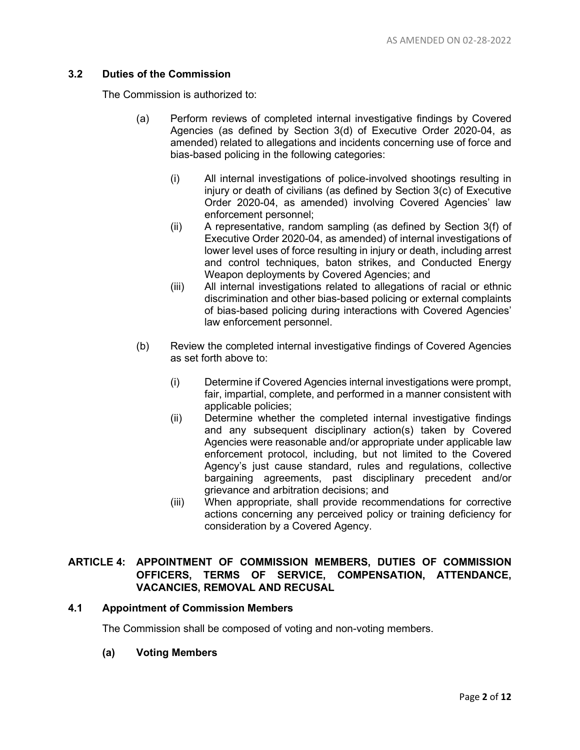### 3.2 Duties of the Commission

The Commission is authorized to:

(a) Perform reviews of completed internal investigative findings by Covered Agencies (as defined by Section 3(d) of Executive Order 2020-04, as amended) related to allegations and incidents concerning use of force and bias-based policing in the following categories:

  (i) All internal investigations of police-involved shootings resulting in injury or death of civilians (as defined by Section 3(c) of Executive Order 2020-04, as amended) involving Covered Agencies' law enforcement personnel;

  (ii) A representative, random sampling (as defined by Section 3(f) of Executive Order 2020-04, as amended) of internal investigations of lower level uses of force resulting in injury or death, including arrest and control techniques, baton strikes, and Conducted Energy Weapon deployments by Covered Agencies; and

  (iii) All internal investigations related to allegations of racial or ethnic discrimination and other bias-based policing or external complaints of bias-based policing during interactions with Covered Agencies' law enforcement personnel.

(b) Review the completed internal investigative findings of Covered Agencies as set forth above to:

  (i) Determine if Covered Agencies internal investigations were prompt, fair, impartial, complete, and performed in a manner consistent with applicable policies;

  (ii) Determine whether the completed internal investigative findings and any subsequent disciplinary action(s) taken by Covered Agencies were reasonable and/or appropriate under applicable law enforcement protocol, including, but not limited to the Covered Agency's just cause standard, rules and regulations, collective bargaining agreements, past disciplinary precedent and/or grievance and arbitration decisions; and

  (iii) When appropriate, shall provide recommendations for corrective actions concerning any perceived policy or training deficiency for consideration by a Covered Agency.

## ARTICLE 4: APPOINTMENT OF COMMISSION MEMBERS, DUTIES OF COMMISSION OFFICERS, TERMS OF SERVICE, COMPENSATION, ATTENDANCE, VACANCIES, REMOVAL AND RECUSAL

### 4.1 Appointment of Commission Members

The Commission shall be composed of voting and non-voting members.

**(a) Voting Members**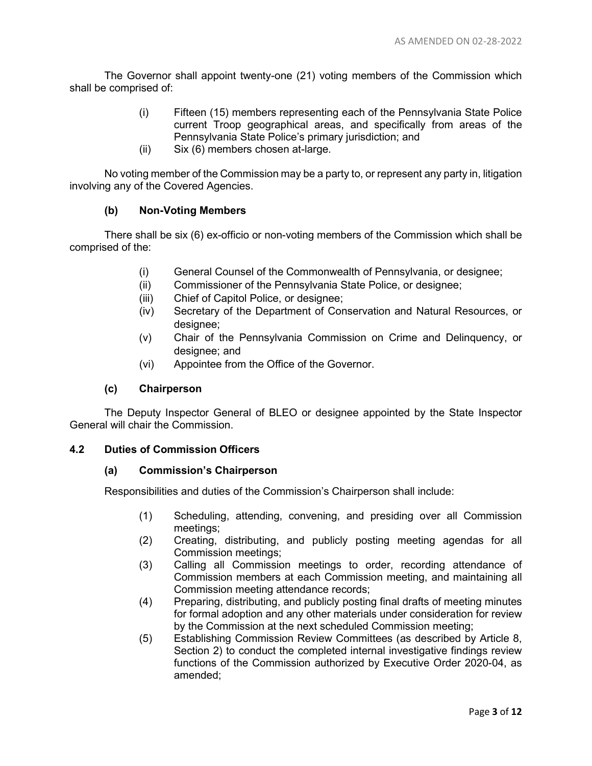The Governor shall appoint twenty-one (21) voting members of the Commission which shall be comprised of:

- (i) Fifteen (15) members representing each of the Pennsylvania State Police current Troop geographical areas, and specifically from areas of the Pennsylvania State Police's primary jurisdiction; and
- (ii) Six (6) members chosen at-large.

No voting member of the Commission may be a party to, or represent any party in, litigation involving any of the Covered Agencies.

#### (b) Non-Voting Members

There shall be six (6) ex-officio or non-voting members of the Commission which shall be comprised of the:

- (i) General Counsel of the Commonwealth of Pennsylvania, or designee;
- (ii) Commissioner of the Pennsylvania State Police, or designee;
- (iii) Chief of Capitol Police, or designee;
- (iv) Secretary of the Department of Conservation and Natural Resources, or designee;
- (v) Chair of the Pennsylvania Commission on Crime and Delinquency, or designee; and
- (vi) Appointee from the Office of the Governor.

#### (c) Chairperson

The Deputy Inspector General of BLEO or designee appointed by the State Inspector General will chair the Commission.

### 4.2 Duties of Commission Officers

#### (a) Commission's Chairperson

Responsibilities and duties of the Commission's Chairperson shall include:

- (1) Scheduling, attending, convening, and presiding over all Commission meetings;
- (2) Creating, distributing, and publicly posting meeting agendas for all Commission meetings;
- (3) Calling all Commission meetings to order, recording attendance of Commission members at each Commission meeting, and maintaining all Commission meeting attendance records;
- (4) Preparing, distributing, and publicly posting final drafts of meeting minutes for formal adoption and any other materials under consideration for review by the Commission at the next scheduled Commission meeting;
- (5) Establishing Commission Review Committees (as described by Article 8, Section 2) to conduct the completed internal investigative findings review functions of the Commission authorized by Executive Order 2020-04, as amended;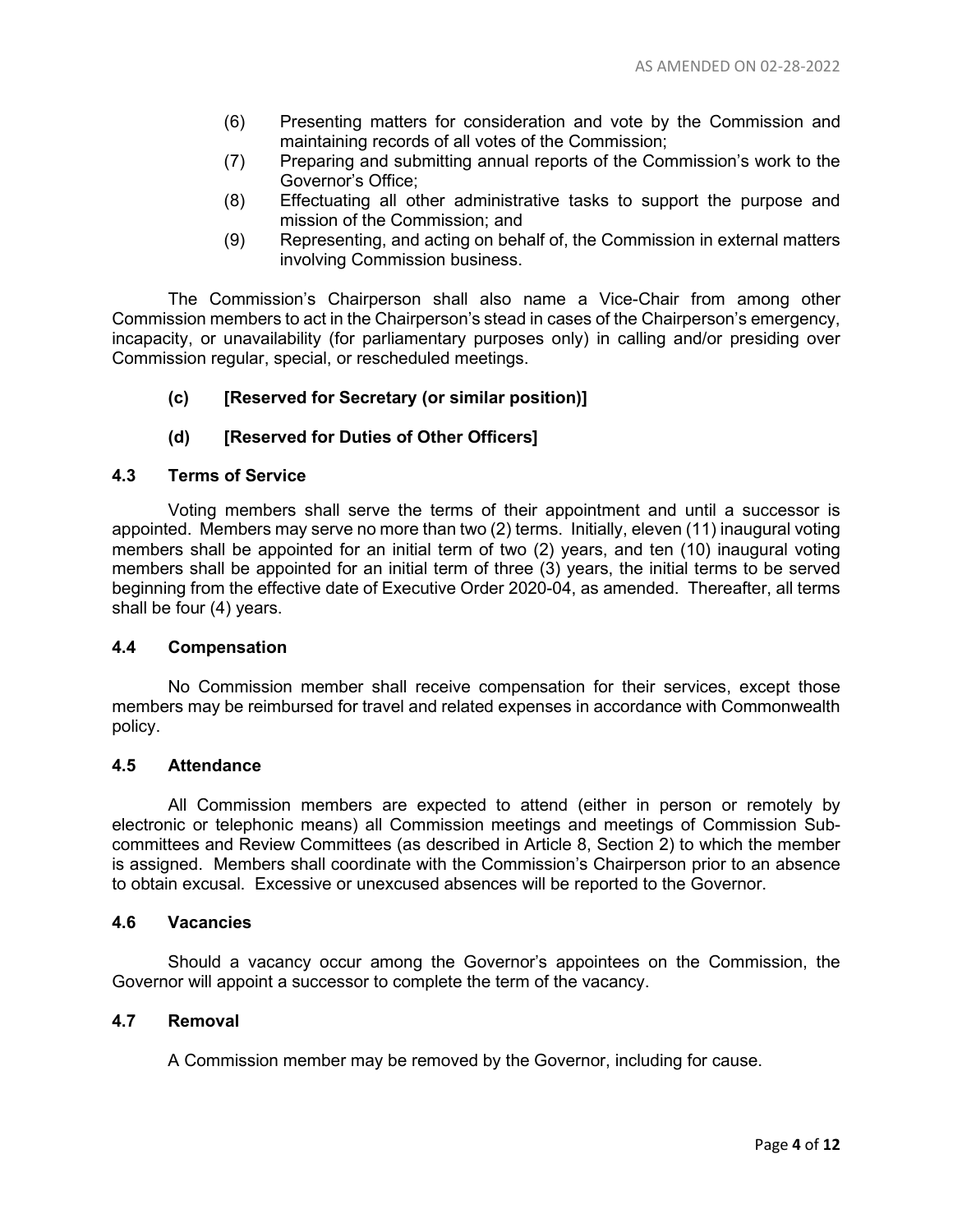(6) Presenting matters for consideration and vote by the Commission and maintaining records of all votes of the Commission;

(7) Preparing and submitting annual reports of the Commission's work to the Governor's Office;

(8) Effectuating all other administrative tasks to support the purpose and mission of the Commission; and

(9) Representing, and acting on behalf of, the Commission in external matters involving Commission business.

The Commission's Chairperson shall also name a Vice-Chair from among other Commission members to act in the Chairperson's stead in cases of the Chairperson's emergency, incapacity, or unavailability (for parliamentary purposes only) in calling and/or presiding over Commission regular, special, or rescheduled meetings.

**(c) [Reserved for Secretary (or similar position)]**

**(d) [Reserved for Duties of Other Officers]**

### 4.3 Terms of Service

Voting members shall serve the terms of their appointment and until a successor is appointed. Members may serve no more than two (2) terms. Initially, eleven (11) inaugural voting members shall be appointed for an initial term of two (2) years, and ten (10) inaugural voting members shall be appointed for an initial term of three (3) years, the initial terms to be served beginning from the effective date of Executive Order 2020-04, as amended. Thereafter, all terms shall be four (4) years.

### 4.4 Compensation

No Commission member shall receive compensation for their services, except those members may be reimbursed for travel and related expenses in accordance with Commonwealth policy.

### 4.5 Attendance

All Commission members are expected to attend (either in person or remotely by electronic or telephonic means) all Commission meetings and meetings of Commission Sub-committees and Review Committees (as described in Article 8, Section 2) to which the member is assigned. Members shall coordinate with the Commission's Chairperson prior to an absence to obtain excusal. Excessive or unexcused absences will be reported to the Governor.

### 4.6 Vacancies

Should a vacancy occur among the Governor's appointees on the Commission, the Governor will appoint a successor to complete the term of the vacancy.

### 4.7 Removal

A Commission member may be removed by the Governor, including for cause.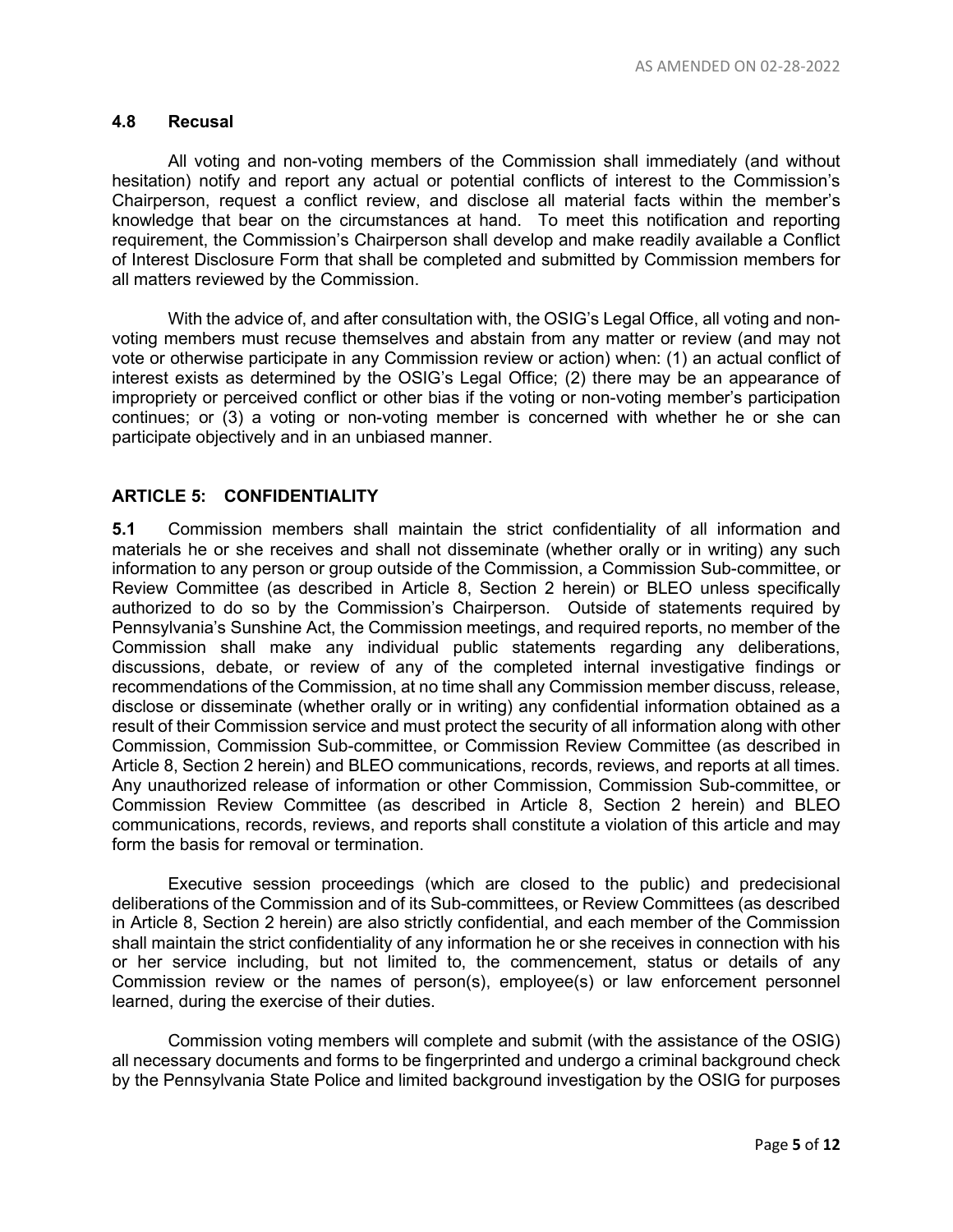### 4.8 Recusal

All voting and non-voting members of the Commission shall immediately (and without hesitation) notify and report any actual or potential conflicts of interest to the Commission's Chairperson, request a conflict review, and disclose all material facts within the member's knowledge that bear on the circumstances at hand. To meet this notification and reporting requirement, the Commission's Chairperson shall develop and make readily available a Conflict of Interest Disclosure Form that shall be completed and submitted by Commission members for all matters reviewed by the Commission.

With the advice of, and after consultation with, the OSIG's Legal Office, all voting and non-voting members must recuse themselves and abstain from any matter or review (and may not vote or otherwise participate in any Commission review or action) when: (1) an actual conflict of interest exists as determined by the OSIG's Legal Office; (2) there may be an appearance of impropriety or perceived conflict or other bias if the voting or non-voting member's participation continues; or (3) a voting or non-voting member is concerned with whether he or she can participate objectively and in an unbiased manner.

## ARTICLE 5: CONFIDENTIALITY

**5.1** Commission members shall maintain the strict confidentiality of all information and materials he or she receives and shall not disseminate (whether orally or in writing) any such information to any person or group outside of the Commission, a Commission Sub-committee, or Review Committee (as described in Article 8, Section 2 herein) or BLEO unless specifically authorized to do so by the Commission's Chairperson. Outside of statements required by Pennsylvania's Sunshine Act, the Commission meetings, and required reports, no member of the Commission shall make any individual public statements regarding any deliberations, discussions, debate, or review of any of the completed internal investigative findings or recommendations of the Commission, at no time shall any Commission member discuss, release, disclose or disseminate (whether orally or in writing) any confidential information obtained as a result of their Commission service and must protect the security of all information along with other Commission, Commission Sub-committee, or Commission Review Committee (as described in Article 8, Section 2 herein) and BLEO communications, records, reviews, and reports at all times. Any unauthorized release of information or other Commission, Commission Sub-committee, or Commission Review Committee (as described in Article 8, Section 2 herein) and BLEO communications, records, reviews, and reports shall constitute a violation of this article and may form the basis for removal or termination.

Executive session proceedings (which are closed to the public) and predecisional deliberations of the Commission and of its Sub-committees, or Review Committees (as described in Article 8, Section 2 herein) are also strictly confidential, and each member of the Commission shall maintain the strict confidentiality of any information he or she receives in connection with his or her service including, but not limited to, the commencement, status or details of any Commission review or the names of person(s), employee(s) or law enforcement personnel learned, during the exercise of their duties.

Commission voting members will complete and submit (with the assistance of the OSIG) all necessary documents and forms to be fingerprinted and undergo a criminal background check by the Pennsylvania State Police and limited background investigation by the OSIG for purposes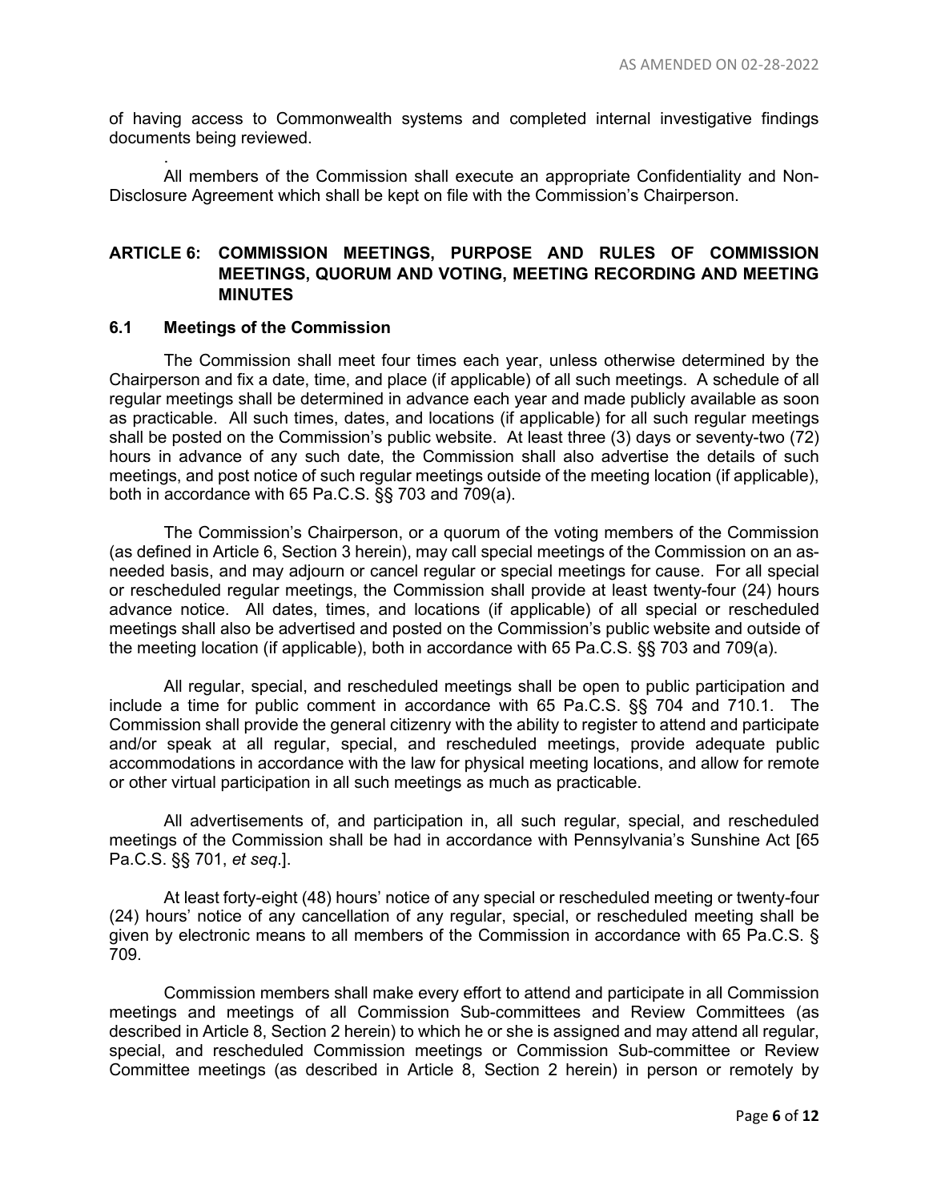of having access to Commonwealth systems and completed internal investigative findings documents being reviewed.

.

All members of the Commission shall execute an appropriate Confidentiality and Non-Disclosure Agreement which shall be kept on file with the Commission's Chairperson.

## ARTICLE 6: COMMISSION MEETINGS, PURPOSE AND RULES OF COMMISSION MEETINGS, QUORUM AND VOTING, MEETING RECORDING AND MEETING MINUTES

### 6.1 Meetings of the Commission

The Commission shall meet four times each year, unless otherwise determined by the Chairperson and fix a date, time, and place (if applicable) of all such meetings. A schedule of all regular meetings shall be determined in advance each year and made publicly available as soon as practicable. All such times, dates, and locations (if applicable) for all such regular meetings shall be posted on the Commission's public website. At least three (3) days or seventy-two (72) hours in advance of any such date, the Commission shall also advertise the details of such meetings, and post notice of such regular meetings outside of the meeting location (if applicable), both in accordance with 65 Pa.C.S. §§ 703 and 709(a).

The Commission's Chairperson, or a quorum of the voting members of the Commission (as defined in Article 6, Section 3 herein), may call special meetings of the Commission on an as-needed basis, and may adjourn or cancel regular or special meetings for cause. For all special or rescheduled regular meetings, the Commission shall provide at least twenty-four (24) hours advance notice. All dates, times, and locations (if applicable) of all special or rescheduled meetings shall also be advertised and posted on the Commission's public website and outside of the meeting location (if applicable), both in accordance with 65 Pa.C.S. §§ 703 and 709(a).

All regular, special, and rescheduled meetings shall be open to public participation and include a time for public comment in accordance with 65 Pa.C.S. §§ 704 and 710.1. The Commission shall provide the general citizenry with the ability to register to attend and participate and/or speak at all regular, special, and rescheduled meetings, provide adequate public accommodations in accordance with the law for physical meeting locations, and allow for remote or other virtual participation in all such meetings as much as practicable.

All advertisements of, and participation in, all such regular, special, and rescheduled meetings of the Commission shall be had in accordance with Pennsylvania's Sunshine Act [65 Pa.C.S. §§ 701, *et seq*.].

At least forty-eight (48) hours' notice of any special or rescheduled meeting or twenty-four (24) hours' notice of any cancellation of any regular, special, or rescheduled meeting shall be given by electronic means to all members of the Commission in accordance with 65 Pa.C.S. § 709.

Commission members shall make every effort to attend and participate in all Commission meetings and meetings of all Commission Sub-committees and Review Committees (as described in Article 8, Section 2 herein) to which he or she is assigned and may attend all regular, special, and rescheduled Commission meetings or Commission Sub-committee or Review Committee meetings (as described in Article 8, Section 2 herein) in person or remotely by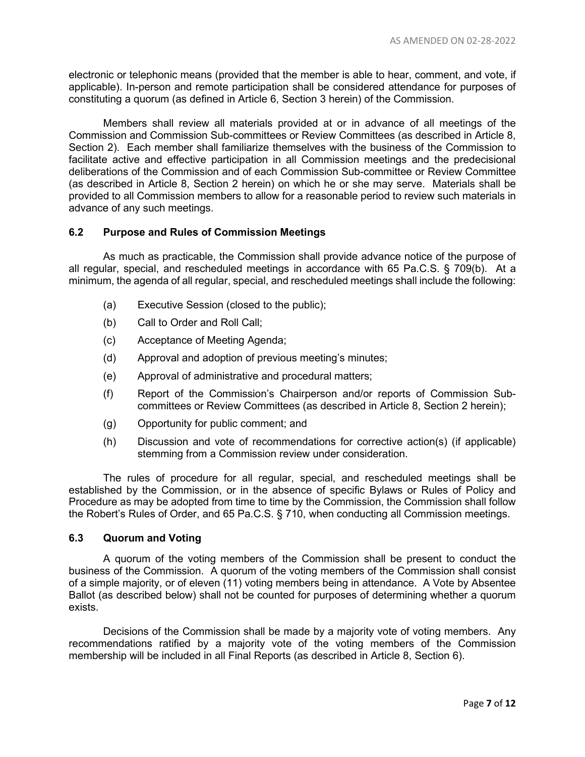electronic or telephonic means (provided that the member is able to hear, comment, and vote, if applicable). In-person and remote participation shall be considered attendance for purposes of constituting a quorum (as defined in Article 6, Section 3 herein) of the Commission.

Members shall review all materials provided at or in advance of all meetings of the Commission and Commission Sub-committees or Review Committees (as described in Article 8, Section 2). Each member shall familiarize themselves with the business of the Commission to facilitate active and effective participation in all Commission meetings and the predecisional deliberations of the Commission and of each Commission Sub-committee or Review Committee (as described in Article 8, Section 2 herein) on which he or she may serve. Materials shall be provided to all Commission members to allow for a reasonable period to review such materials in advance of any such meetings.

### 6.2 Purpose and Rules of Commission Meetings

As much as practicable, the Commission shall provide advance notice of the purpose of all regular, special, and rescheduled meetings in accordance with 65 Pa.C.S. § 709(b). At a minimum, the agenda of all regular, special, and rescheduled meetings shall include the following:

(a) Executive Session (closed to the public);

(b) Call to Order and Roll Call;

(c) Acceptance of Meeting Agenda;

(d) Approval and adoption of previous meeting's minutes;

(e) Approval of administrative and procedural matters;

(f) Report of the Commission's Chairperson and/or reports of Commission Sub-committees or Review Committees (as described in Article 8, Section 2 herein);

(g) Opportunity for public comment; and

(h) Discussion and vote of recommendations for corrective action(s) (if applicable) stemming from a Commission review under consideration.

The rules of procedure for all regular, special, and rescheduled meetings shall be established by the Commission, or in the absence of specific Bylaws or Rules of Policy and Procedure as may be adopted from time to time by the Commission, the Commission shall follow the Robert's Rules of Order, and 65 Pa.C.S. § 710, when conducting all Commission meetings.

### 6.3 Quorum and Voting

A quorum of the voting members of the Commission shall be present to conduct the business of the Commission. A quorum of the voting members of the Commission shall consist of a simple majority, or of eleven (11) voting members being in attendance. A Vote by Absentee Ballot (as described below) shall not be counted for purposes of determining whether a quorum exists.

Decisions of the Commission shall be made by a majority vote of voting members. Any recommendations ratified by a majority vote of the voting members of the Commission membership will be included in all Final Reports (as described in Article 8, Section 6).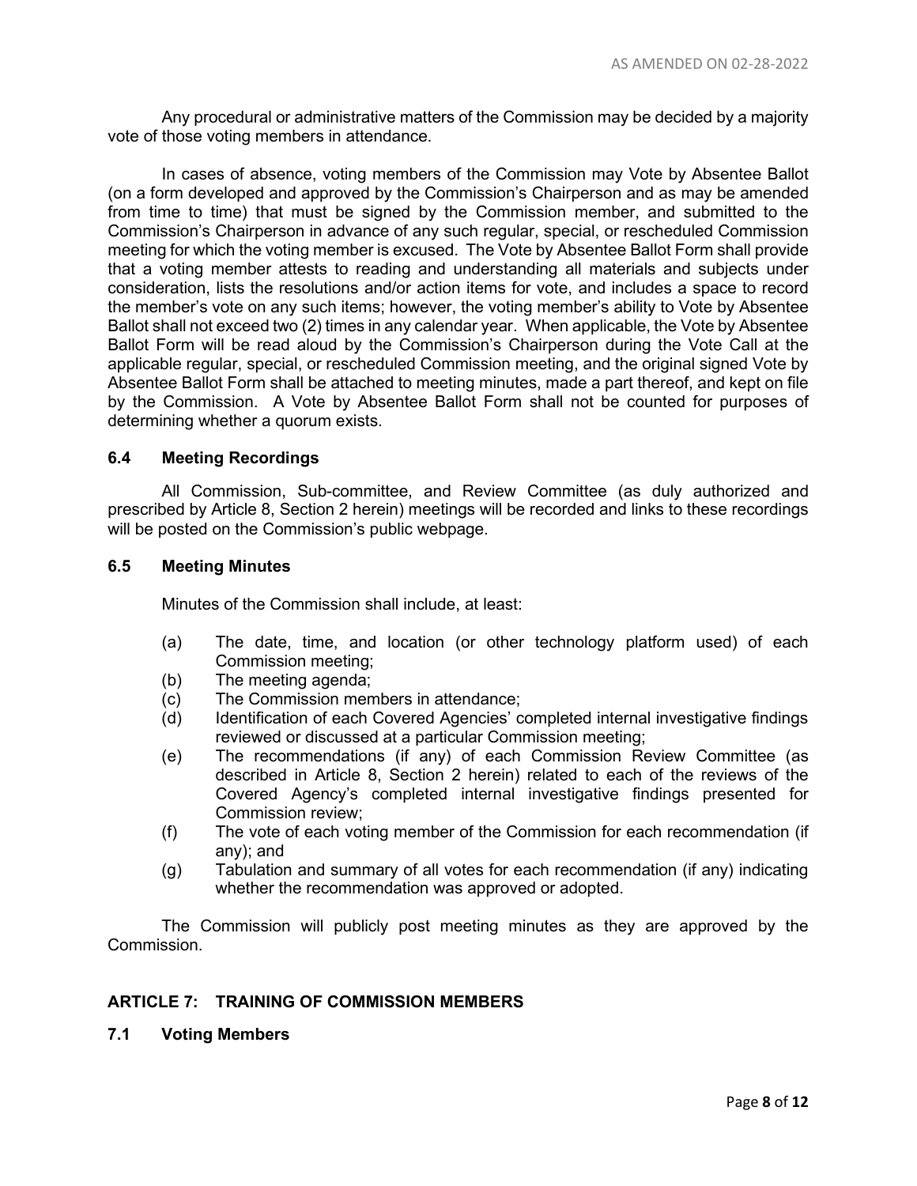Any procedural or administrative matters of the Commission may be decided by a majority vote of those voting members in attendance.

In cases of absence, voting members of the Commission may Vote by Absentee Ballot (on a form developed and approved by the Commission's Chairperson and as may be amended from time to time) that must be signed by the Commission member, and submitted to the Commission's Chairperson in advance of any such regular, special, or rescheduled Commission meeting for which the voting member is excused. The Vote by Absentee Ballot Form shall provide that a voting member attests to reading and understanding all materials and subjects under consideration, lists the resolutions and/or action items for vote, and includes a space to record the member's vote on any such items; however, the voting member's ability to Vote by Absentee Ballot shall not exceed two (2) times in any calendar year. When applicable, the Vote by Absentee Ballot Form will be read aloud by the Commission's Chairperson during the Vote Call at the applicable regular, special, or rescheduled Commission meeting, and the original signed Vote by Absentee Ballot Form shall be attached to meeting minutes, made a part thereof, and kept on file by the Commission. A Vote by Absentee Ballot Form shall not be counted for purposes of determining whether a quorum exists.

### 6.4 Meeting Recordings

All Commission, Sub-committee, and Review Committee (as duly authorized and prescribed by Article 8, Section 2 herein) meetings will be recorded and links to these recordings will be posted on the Commission's public webpage.

### 6.5 Meeting Minutes

Minutes of the Commission shall include, at least:

(a) The date, time, and location (or other technology platform used) of each Commission meeting;
(b) The meeting agenda;
(c) The Commission members in attendance;
(d) Identification of each Covered Agencies' completed internal investigative findings reviewed or discussed at a particular Commission meeting;
(e) The recommendations (if any) of each Commission Review Committee (as described in Article 8, Section 2 herein) related to each of the reviews of the Covered Agency's completed internal investigative findings presented for Commission review;
(f) The vote of each voting member of the Commission for each recommendation (if any); and
(g) Tabulation and summary of all votes for each recommendation (if any) indicating whether the recommendation was approved or adopted.

The Commission will publicly post meeting minutes as they are approved by the Commission.

## ARTICLE 7: TRAINING OF COMMISSION MEMBERS

### 7.1 Voting Members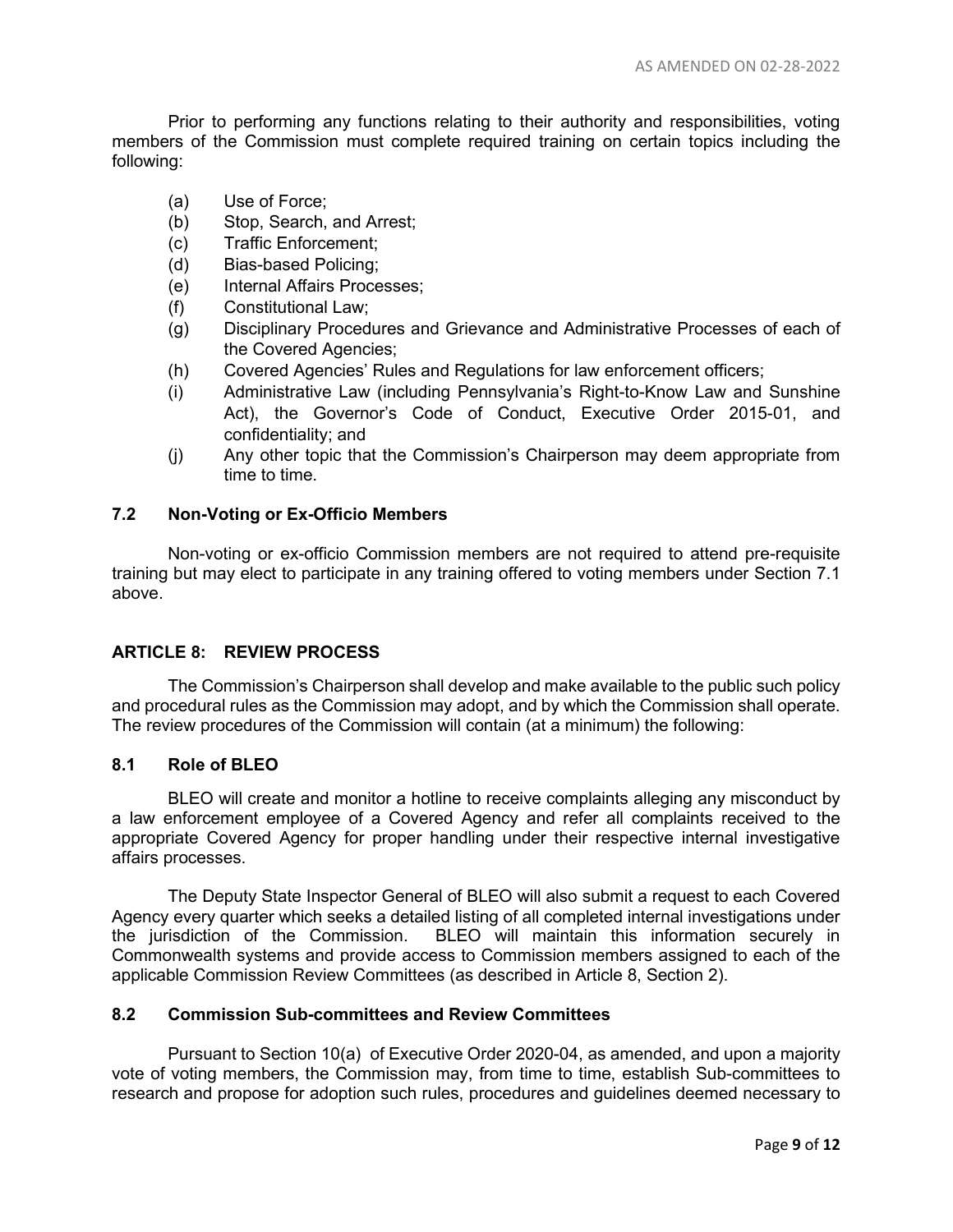Prior to performing any functions relating to their authority and responsibilities, voting members of the Commission must complete required training on certain topics including the following:

(a) Use of Force;
(b) Stop, Search, and Arrest;
(c) Traffic Enforcement;
(d) Bias-based Policing;
(e) Internal Affairs Processes;
(f) Constitutional Law;
(g) Disciplinary Procedures and Grievance and Administrative Processes of each of the Covered Agencies;
(h) Covered Agencies' Rules and Regulations for law enforcement officers;
(i) Administrative Law (including Pennsylvania's Right-to-Know Law and Sunshine Act), the Governor's Code of Conduct, Executive Order 2015-01, and confidentiality; and
(j) Any other topic that the Commission's Chairperson may deem appropriate from time to time.

### 7.2 Non-Voting or Ex-Officio Members

Non-voting or ex-officio Commission members are not required to attend pre-requisite training but may elect to participate in any training offered to voting members under Section 7.1 above.

## ARTICLE 8: REVIEW PROCESS

The Commission's Chairperson shall develop and make available to the public such policy and procedural rules as the Commission may adopt, and by which the Commission shall operate. The review procedures of the Commission will contain (at a minimum) the following:

### 8.1 Role of BLEO

BLEO will create and monitor a hotline to receive complaints alleging any misconduct by a law enforcement employee of a Covered Agency and refer all complaints received to the appropriate Covered Agency for proper handling under their respective internal investigative affairs processes.

The Deputy State Inspector General of BLEO will also submit a request to each Covered Agency every quarter which seeks a detailed listing of all completed internal investigations under the jurisdiction of the Commission. BLEO will maintain this information securely in Commonwealth systems and provide access to Commission members assigned to each of the applicable Commission Review Committees (as described in Article 8, Section 2).

### 8.2 Commission Sub-committees and Review Committees

Pursuant to Section 10(a) of Executive Order 2020-04, as amended, and upon a majority vote of voting members, the Commission may, from time to time, establish Sub-committees to research and propose for adoption such rules, procedures and guidelines deemed necessary to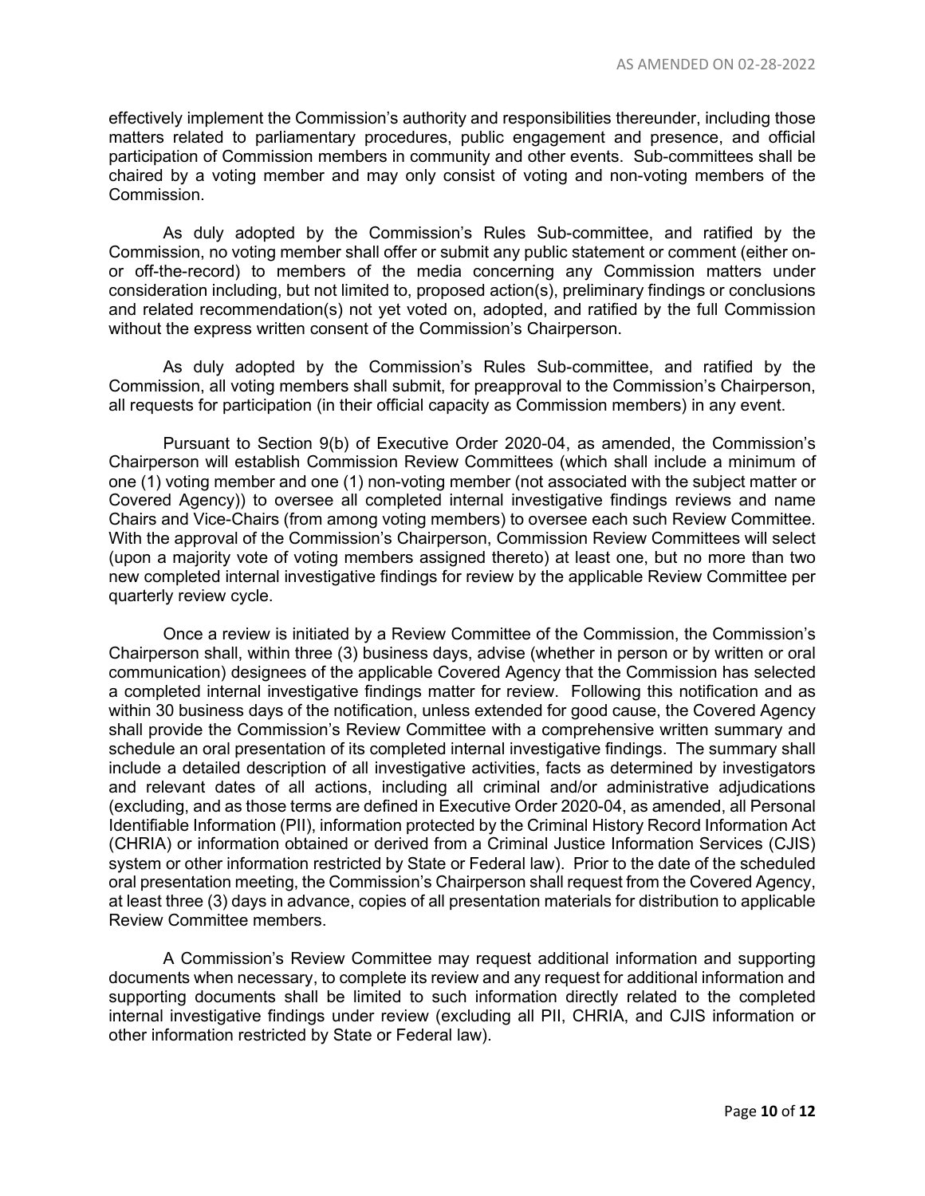effectively implement the Commission's authority and responsibilities thereunder, including those matters related to parliamentary procedures, public engagement and presence, and official participation of Commission members in community and other events. Sub-committees shall be chaired by a voting member and may only consist of voting and non-voting members of the Commission.

As duly adopted by the Commission's Rules Sub-committee, and ratified by the Commission, no voting member shall offer or submit any public statement or comment (either on- or off-the-record) to members of the media concerning any Commission matters under consideration including, but not limited to, proposed action(s), preliminary findings or conclusions and related recommendation(s) not yet voted on, adopted, and ratified by the full Commission without the express written consent of the Commission's Chairperson.

As duly adopted by the Commission's Rules Sub-committee, and ratified by the Commission, all voting members shall submit, for preapproval to the Commission's Chairperson, all requests for participation (in their official capacity as Commission members) in any event.

Pursuant to Section 9(b) of Executive Order 2020-04, as amended, the Commission's Chairperson will establish Commission Review Committees (which shall include a minimum of one (1) voting member and one (1) non-voting member (not associated with the subject matter or Covered Agency)) to oversee all completed internal investigative findings reviews and name Chairs and Vice-Chairs (from among voting members) to oversee each such Review Committee. With the approval of the Commission's Chairperson, Commission Review Committees will select (upon a majority vote of voting members assigned thereto) at least one, but no more than two new completed internal investigative findings for review by the applicable Review Committee per quarterly review cycle.

Once a review is initiated by a Review Committee of the Commission, the Commission's Chairperson shall, within three (3) business days, advise (whether in person or by written or oral communication) designees of the applicable Covered Agency that the Commission has selected a completed internal investigative findings matter for review. Following this notification and as within 30 business days of the notification, unless extended for good cause, the Covered Agency shall provide the Commission's Review Committee with a comprehensive written summary and schedule an oral presentation of its completed internal investigative findings. The summary shall include a detailed description of all investigative activities, facts as determined by investigators and relevant dates of all actions, including all criminal and/or administrative adjudications (excluding, and as those terms are defined in Executive Order 2020-04, as amended, all Personal Identifiable Information (PII), information protected by the Criminal History Record Information Act (CHRIA) or information obtained or derived from a Criminal Justice Information Services (CJIS) system or other information restricted by State or Federal law). Prior to the date of the scheduled oral presentation meeting, the Commission's Chairperson shall request from the Covered Agency, at least three (3) days in advance, copies of all presentation materials for distribution to applicable Review Committee members.

A Commission's Review Committee may request additional information and supporting documents when necessary, to complete its review and any request for additional information and supporting documents shall be limited to such information directly related to the completed internal investigative findings under review (excluding all PII, CHRIA, and CJIS information or other information restricted by State or Federal law).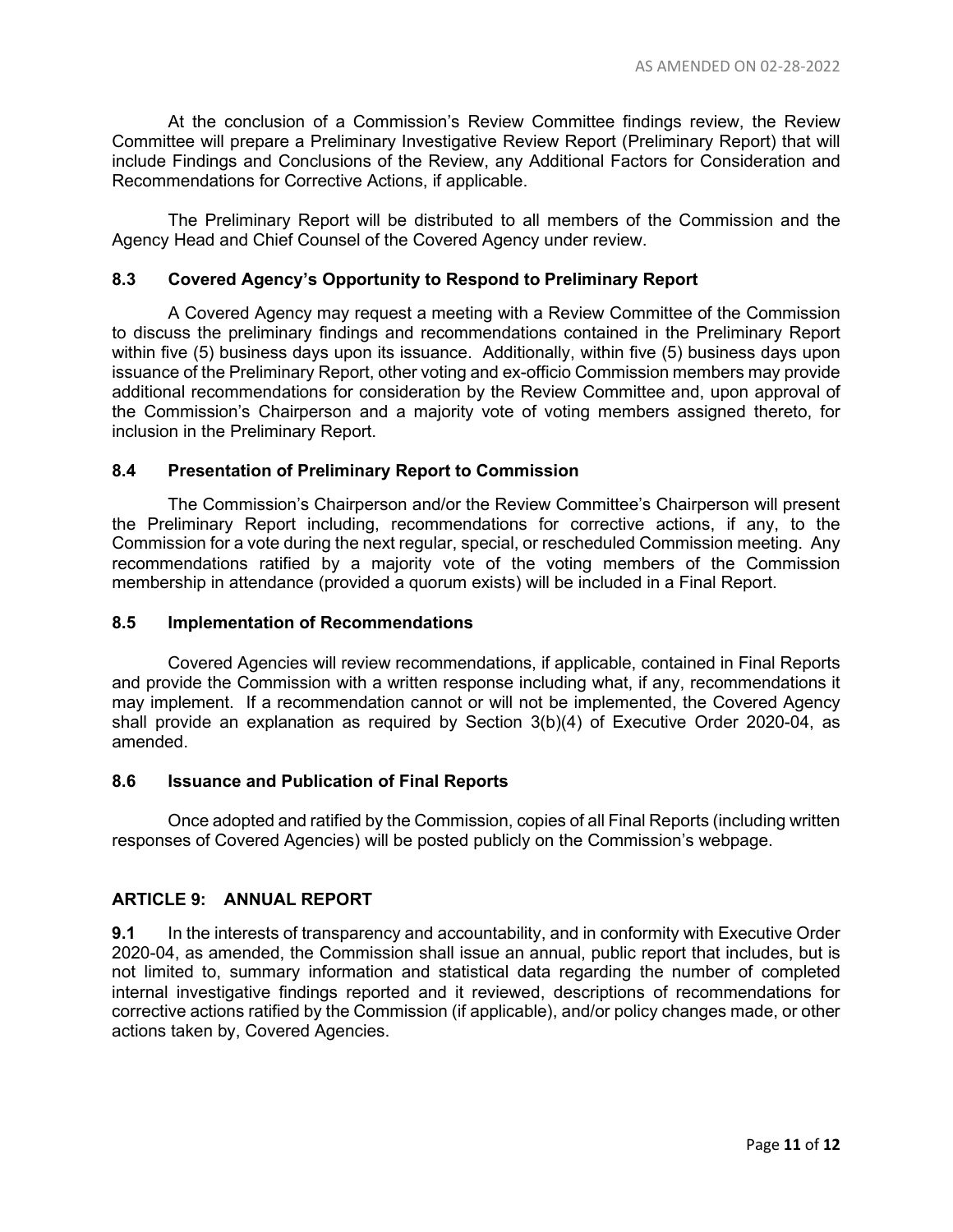At the conclusion of a Commission's Review Committee findings review, the Review Committee will prepare a Preliminary Investigative Review Report (Preliminary Report) that will include Findings and Conclusions of the Review, any Additional Factors for Consideration and Recommendations for Corrective Actions, if applicable.

The Preliminary Report will be distributed to all members of the Commission and the Agency Head and Chief Counsel of the Covered Agency under review.

### 8.3 Covered Agency's Opportunity to Respond to Preliminary Report

A Covered Agency may request a meeting with a Review Committee of the Commission to discuss the preliminary findings and recommendations contained in the Preliminary Report within five (5) business days upon its issuance. Additionally, within five (5) business days upon issuance of the Preliminary Report, other voting and ex-officio Commission members may provide additional recommendations for consideration by the Review Committee and, upon approval of the Commission's Chairperson and a majority vote of voting members assigned thereto, for inclusion in the Preliminary Report.

### 8.4 Presentation of Preliminary Report to Commission

The Commission's Chairperson and/or the Review Committee's Chairperson will present the Preliminary Report including, recommendations for corrective actions, if any, to the Commission for a vote during the next regular, special, or rescheduled Commission meeting. Any recommendations ratified by a majority vote of the voting members of the Commission membership in attendance (provided a quorum exists) will be included in a Final Report.

### 8.5 Implementation of Recommendations

Covered Agencies will review recommendations, if applicable, contained in Final Reports and provide the Commission with a written response including what, if any, recommendations it may implement. If a recommendation cannot or will not be implemented, the Covered Agency shall provide an explanation as required by Section 3(b)(4) of Executive Order 2020-04, as amended.

### 8.6 Issuance and Publication of Final Reports

Once adopted and ratified by the Commission, copies of all Final Reports (including written responses of Covered Agencies) will be posted publicly on the Commission's webpage.

## ARTICLE 9: ANNUAL REPORT

**9.1** In the interests of transparency and accountability, and in conformity with Executive Order 2020-04, as amended, the Commission shall issue an annual, public report that includes, but is not limited to, summary information and statistical data regarding the number of completed internal investigative findings reported and it reviewed, descriptions of recommendations for corrective actions ratified by the Commission (if applicable), and/or policy changes made, or other actions taken by, Covered Agencies.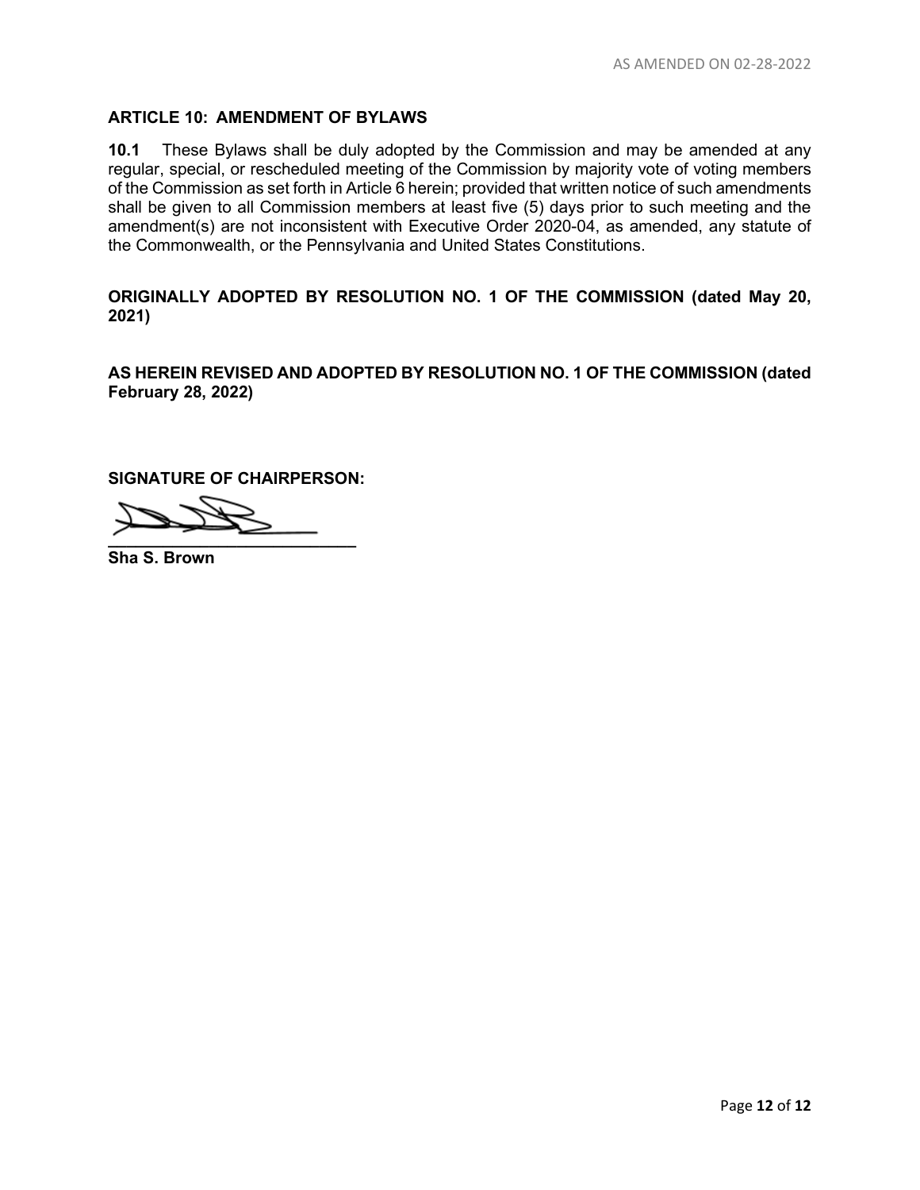## ARTICLE 10: AMENDMENT OF BYLAWS

**10.1** These Bylaws shall be duly adopted by the Commission and may be amended at any regular, special, or rescheduled meeting of the Commission by majority vote of voting members of the Commission as set forth in Article 6 herein; provided that written notice of such amendments shall be given to all Commission members at least five (5) days prior to such meeting and the amendment(s) are not inconsistent with Executive Order 2020-04, as amended, any statute of the Commonwealth, or the Pennsylvania and United States Constitutions.

**ORIGINALLY ADOPTED BY RESOLUTION NO. 1 OF THE COMMISSION (dated May 20, 2021)**

**AS HEREIN REVISED AND ADOPTED BY RESOLUTION NO. 1 OF THE COMMISSION (dated February 28, 2022)**

**SIGNATURE OF CHAIRPERSON:**

\_\_\_\_\_\_\_\_\_\_\_\_\_\_\_\_\_\_\_\_\_\_\_\_\_\_\_

**Sha S. Brown**